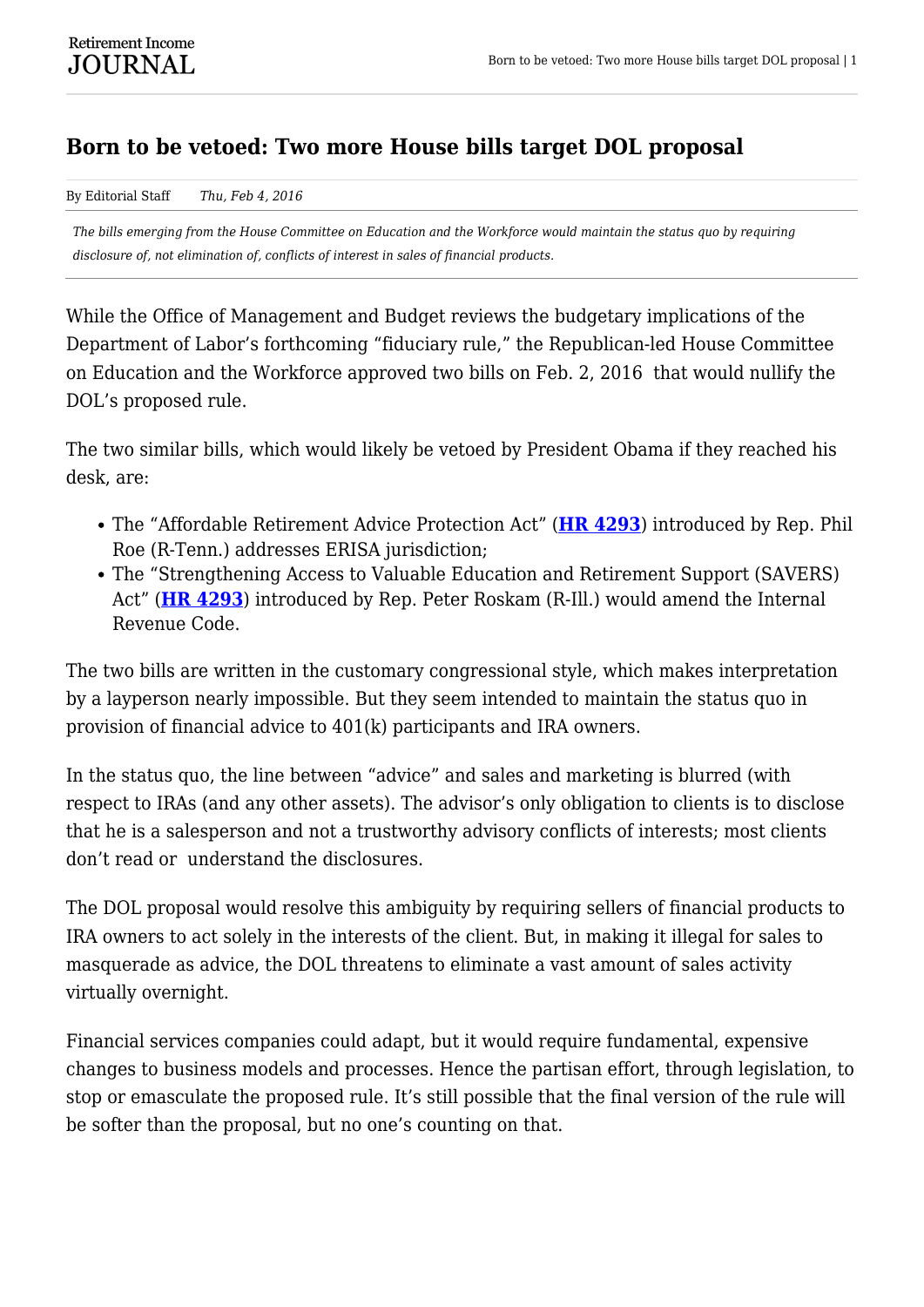# Born to be vetoed: Two more House bills target DOL proposal

By Editorial Staff *Thu, Feb 4, 2016*

*The bills emerging from the House Committee on Education and the Workforce would maintain the status quo by requiring disclosure of, not elimination of, conflicts of interest in sales of financial products.*

While the Office of Management and Budget reviews the budgetary implications of the Department of Labor's forthcoming "fiduciary rule," the Republican-led House Committee on Education and the Workforce approved two bills on Feb. 2, 2016 that would nullify the DOL's proposed rule.

The two similar bills, which would likely be vetoed by President Obama if they reached his desk, are:

- The "Affordable Retirement Advice Protection Act" (**HR 4293**) introduced by Rep. Phil Roe (R-Tenn.) addresses ERISA jurisdiction;
- The "Strengthening Access to Valuable Education and Retirement Support (SAVERS) Act" (**HR 4293**) introduced by Rep. Peter Roskam (R-Ill.) would amend the Internal Revenue Code.

The two bills are written in the customary congressional style, which makes interpretation by a layperson nearly impossible. But they seem intended to maintain the status quo in provision of financial advice to 401(k) participants and IRA owners.

In the status quo, the line between "advice" and sales and marketing is blurred (with respect to IRAs (and any other assets). The advisor's only obligation to clients is to disclose that he is a salesperson and not a trustworthy advisory conflicts of interests; most clients don't read or understand the disclosures.

The DOL proposal would resolve this ambiguity by requiring sellers of financial products to IRA owners to act solely in the interests of the client. But, in making it illegal for sales to masquerade as advice, the DOL threatens to eliminate a vast amount of sales activity virtually overnight.

Financial services companies could adapt, but it would require fundamental, expensive changes to business models and processes. Hence the partisan effort, through legislation, to stop or emasculate the proposed rule. It's still possible that the final version of the rule will be softer than the proposal, but no one's counting on that.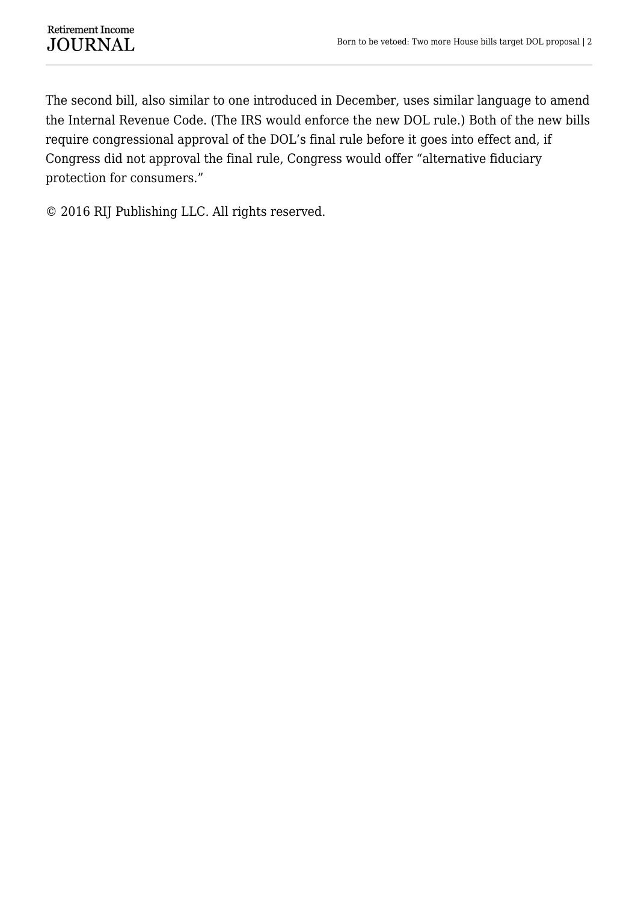The second bill, also similar to one introduced in December, uses similar language to amend the Internal Revenue Code. (The IRS would enforce the new DOL rule.) Both of the new bills require congressional approval of the DOL's final rule before it goes into effect and, if Congress did not approval the final rule, Congress would offer "alternative fiduciary protection for consumers."

© 2016 RIJ Publishing LLC. All rights reserved.